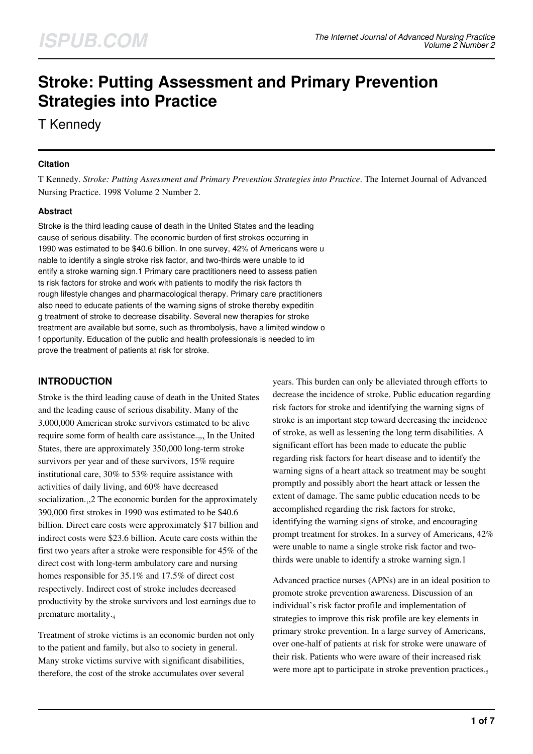# Stroke: Putting Assessment and Primary Prevention Strategies into Practice

T Kennedy

### Citation

T Kennedy. *Stroke: Putting Assessment and Primary Prevention Strategies into Practice*. The Internet Journal of Advanced Nursing Practice. 1998 Volume 2 Number 2.

### Abstract

Stroke is the third leading cause of death in the United States and the leading cause of serious disability. The economic burden of first strokes occurring in 1990 was estimated to be $40.6 billion. In one survey, 42% of Americans were unable to identify a single stroke risk factor, and two-thirds were unable to identify a stroke warning sign.1 Primary care practitioners need to assess patients risk factors for stroke and work with patients to modify the risk factors through lifestyle changes and pharmacological therapy. Primary care practitioners also need to educate patients of the warning signs of stroke thereby expediting treatment of stroke to decrease disability. Several new therapies for stroke treatment are available but some, such as thrombolysis, have a limited window of opportunity. Education of the public and health professionals is needed to improve the treatment of patients at risk for stroke.

## INTRODUCTION

Stroke is the third leading cause of death in the United States and the leading cause of serious disability. Many of the 3,000,000 American stroke survivors estimated to be alive require some form of health care assistance.[2,3] In the United States, there are approximately 350,000 long-term stroke survivors per year and of these survivors, 15% require institutional care, 30% to 53% require assistance with activities of daily living, and 60% have decreased socialization.[1],2 The economic burden for the approximately 390,000 first strokes in 1990 was estimated to be $40.6 billion. Direct care costs were approximately $17 billion and indirect costs were $23.6 billion. Acute care costs within the first two years after a stroke were responsible for 45% of the direct cost with long-term ambulatory care and nursing homes responsible for 35.1% and 17.5% of direct cost respectively. Indirect cost of stroke includes decreased productivity by the stroke survivors and lost earnings due to premature mortality.[4]

Treatment of stroke victims is an economic burden not only to the patient and family, but also to society in general. Many stroke victims survive with significant disabilities, therefore, the cost of the stroke accumulates over several years. This burden can only be alleviated through efforts to decrease the incidence of stroke. Public education regarding risk factors for stroke and identifying the warning signs of stroke is an important step toward decreasing the incidence of stroke, as well as lessening the long term disabilities. A significant effort has been made to educate the public regarding risk factors for heart disease and to identify the warning signs of a heart attack so treatment may be sought promptly and possibly abort the heart attack or lessen the extent of damage. The same public education needs to be accomplished regarding the risk factors for stroke, identifying the warning signs of stroke, and encouraging prompt treatment for strokes. In a survey of Americans, 42% were unable to name a single stroke risk factor and two-thirds were unable to identify a stroke warning sign.1

Advanced practice nurses (APNs) are in an ideal position to promote stroke prevention awareness. Discussion of an individual's risk factor profile and implementation of strategies to improve this risk profile are key elements in primary stroke prevention. In a large survey of Americans, over one-half of patients at risk for stroke were unaware of their risk. Patients who were aware of their increased risk were more apt to participate in stroke prevention practices.[5]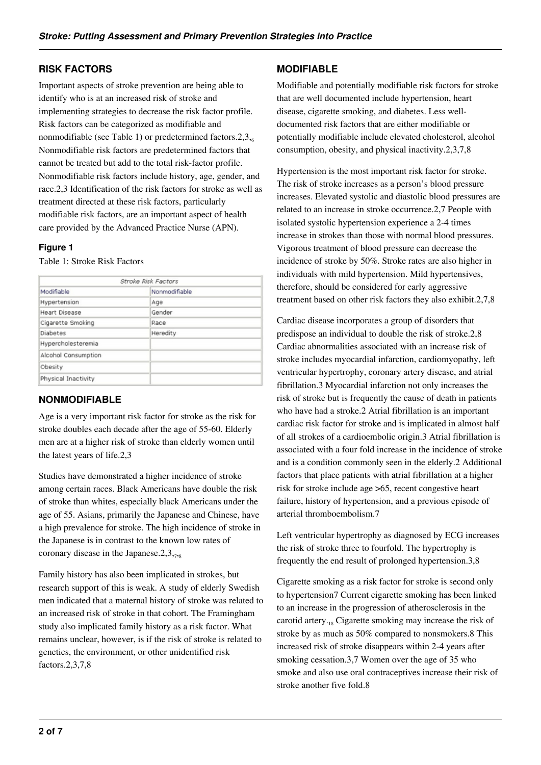## RISK FACTORS

Important aspects of stroke prevention are being able to identify who is at an increased risk of stroke and implementing strategies to decrease the risk factor profile. Risk factors can be categorized as modifiable and nonmodifiable (see Table 1) or predetermined factors.2,3,[6] Nonmodifiable risk factors are predetermined factors that cannot be treated but add to the total risk-factor profile. Nonmodifiable risk factors include history, age, gender, and race.2,3 Identification of the risk factors for stroke as well as treatment directed at these risk factors, particularly modifiable risk factors, are an important aspect of health care provided by the Advanced Practice Nurse (APN).

### Figure 1

Table 1: Stroke Risk Factors

| Stroke Risk Factors | |
|---|---|
| Modifiable | Nonmodifiable |
| Hypertension | Age |
| Heart Disease | Gender |
| Cigarette Smoking | Race |
| Diabetes | Heredity |
| Hypercholesteremia | |
| Alcohol Consumption | |
| Obesity | |
| Physical Inactivity | |

## NONMODIFIABLE

Age is a very important risk factor for stroke as the risk for stroke doubles each decade after the age of 55-60. Elderly men are at a higher risk of stroke than elderly women until the latest years of life.2,3

Studies have demonstrated a higher incidence of stroke among certain races. Black Americans have double the risk of stroke than whites, especially black Americans under the age of 55. Asians, primarily the Japanese and Chinese, have a high prevalence for stroke. The high incidence of stroke in the Japanese is in contrast to the known low rates of coronary disease in the Japanese.2,3,[7,8]

Family history has also been implicated in strokes, but research support of this is weak. A study of elderly Swedish men indicated that a maternal history of stroke was related to an increased risk of stroke in that cohort. The Framingham study also implicated family history as a risk factor. What remains unclear, however, is if the risk of stroke is related to genetics, the environment, or other unidentified risk factors.2,3,7,8

## MODIFIABLE

Modifiable and potentially modifiable risk factors for stroke that are well documented include hypertension, heart disease, cigarette smoking, and diabetes. Less well-documented risk factors that are either modifiable or potentially modifiable include elevated cholesterol, alcohol consumption, obesity, and physical inactivity.2,3,7,8

Hypertension is the most important risk factor for stroke. The risk of stroke increases as a person's blood pressure increases. Elevated systolic and diastolic blood pressures are related to an increase in stroke occurrence.2,7 People with isolated systolic hypertension experience a 2-4 times increase in strokes than those with normal blood pressures. Vigorous treatment of blood pressure can decrease the incidence of stroke by 50%. Stroke rates are also higher in individuals with mild hypertension. Mild hypertensives, therefore, should be considered for early aggressive treatment based on other risk factors they also exhibit.2,7,8

Cardiac disease incorporates a group of disorders that predispose an individual to double the risk of stroke.2,8 Cardiac abnormalities associated with an increase risk of stroke includes myocardial infarction, cardiomyopathy, left ventricular hypertrophy, coronary artery disease, and atrial fibrillation.3 Myocardial infarction not only increases the risk of stroke but is frequently the cause of death in patients who have had a stroke.2 Atrial fibrillation is an important cardiac risk factor for stroke and is implicated in almost half of all strokes of a cardioembolic origin.3 Atrial fibrillation is associated with a four fold increase in the incidence of stroke and is a condition commonly seen in the elderly.2 Additional factors that place patients with atrial fibrillation at a higher risk for stroke include age >65, recent congestive heart failure, history of hypertension, and a previous episode of arterial thromboembolism.7

Left ventricular hypertrophy as diagnosed by ECG increases the risk of stroke three to fourfold. The hypertrophy is frequently the end result of prolonged hypertension.3,8

Cigarette smoking as a risk factor for stroke is second only to hypertension7 Current cigarette smoking has been linked to an increase in the progression of atherosclerosis in the carotid artery.[18] Cigarette smoking may increase the risk of stroke by as much as 50% compared to nonsmokers.8 This increased risk of stroke disappears within 2-4 years after smoking cessation.3,7 Women over the age of 35 who smoke and also use oral contraceptives increase their risk of stroke another five fold.8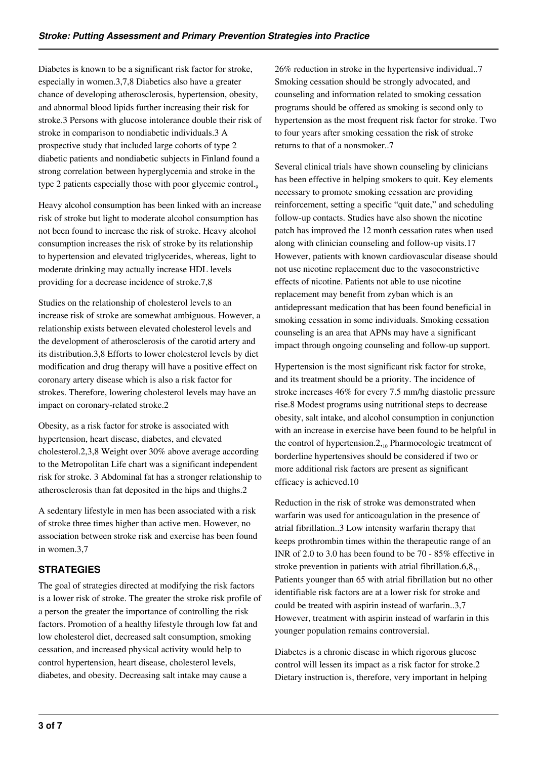Diabetes is known to be a significant risk factor for stroke, especially in women.[3,7,8] Diabetics also have a greater chance of developing atherosclerosis, hypertension, obesity, and abnormal blood lipids further increasing their risk for stroke.[3] Persons with glucose intolerance double their risk of stroke in comparison to nondiabetic individuals.[3] A prospective study that included large cohorts of type 2 diabetic patients and nondiabetic subjects in Finland found a strong correlation between hyperglycemia and stroke in the type 2 patients especially those with poor glycemic control.[9]

Heavy alcohol consumption has been linked with an increase risk of stroke but light to moderate alcohol consumption has not been found to increase the risk of stroke. Heavy alcohol consumption increases the risk of stroke by its relationship to hypertension and elevated triglycerides, whereas, light to moderate drinking may actually increase HDL levels providing for a decrease incidence of stroke.[7,8]

Studies on the relationship of cholesterol levels to an increase risk of stroke are somewhat ambiguous. However, a relationship exists between elevated cholesterol levels and the development of atherosclerosis of the carotid artery and its distribution.[3,8] Efforts to lower cholesterol levels by diet modification and drug therapy will have a positive effect on coronary artery disease which is also a risk factor for strokes. Therefore, lowering cholesterol levels may have an impact on coronary-related stroke.[2]

Obesity, as a risk factor for stroke is associated with hypertension, heart disease, diabetes, and elevated cholesterol.[2,3,8] Weight over 30% above average according to the Metropolitan Life chart was a significant independent risk for stroke.[3] Abdominal fat has a stronger relationship to atherosclerosis than fat deposited in the hips and thighs.[2]

A sedentary lifestyle in men has been associated with a risk of stroke three times higher than active men. However, no association between stroke risk and exercise has been found in women.[3,7]

## STRATEGIES

The goal of strategies directed at modifying the risk factors is a lower risk of stroke. The greater the stroke risk profile of a person the greater the importance of controlling the risk factors. Promotion of a healthy lifestyle through low fat and low cholesterol diet, decreased salt consumption, smoking cessation, and increased physical activity would help to control hypertension, heart disease, cholesterol levels, diabetes, and obesity. Decreasing salt intake may cause a 26% reduction in stroke in the hypertensive individual.[7] Smoking cessation should be strongly advocated, and counseling and information related to smoking cessation programs should be offered as smoking is second only to hypertension as the most frequent risk factor for stroke. Two to four years after smoking cessation the risk of stroke returns to that of a nonsmoker.[7]

Several clinical trials have shown counseling by clinicians has been effective in helping smokers to quit. Key elements necessary to promote smoking cessation are providing reinforcement, setting a specific "quit date," and scheduling follow-up contacts. Studies have also shown the nicotine patch has improved the 12 month cessation rates when used along with clinician counseling and follow-up visits.[17] However, patients with known cardiovascular disease should not use nicotine replacement due to the vasoconstrictive effects of nicotine. Patients not able to use nicotine replacement may benefit from zyban which is an antidepressant medication that has been found beneficial in smoking cessation in some individuals. Smoking cessation counseling is an area that APNs may have a significant impact through ongoing counseling and follow-up support.

Hypertension is the most significant risk factor for stroke, and its treatment should be a priority. The incidence of stroke increases 46% for every 7.5 mm/hg diastolic pressure rise.[8] Modest programs using nutritional steps to decrease obesity, salt intake, and alcohol consumption in conjunction with an increase in exercise have been found to be helpful in the control of hypertension.[2,10] Pharmocologic treatment of borderline hypertensives should be considered if two or more additional risk factors are present as significant efficacy is achieved.[10]

Reduction in the risk of stroke was demonstrated when warfarin was used for anticoagulation in the presence of atrial fibrillation.[3] Low intensity warfarin therapy that keeps prothrombin times within the therapeutic range of an INR of 2.0 to 3.0 has been found to be 70 - 85% effective in stroke prevention in patients with atrial fibrillation.[6,8,11] Patients younger than 65 with atrial fibrillation but no other identifiable risk factors are at a lower risk for stroke and could be treated with aspirin instead of warfarin.[3,7] However, treatment with aspirin instead of warfarin in this younger population remains controversial.

Diabetes is a chronic disease in which rigorous glucose control will lessen its impact as a risk factor for stroke.[2] Dietary instruction is, therefore, very important in helping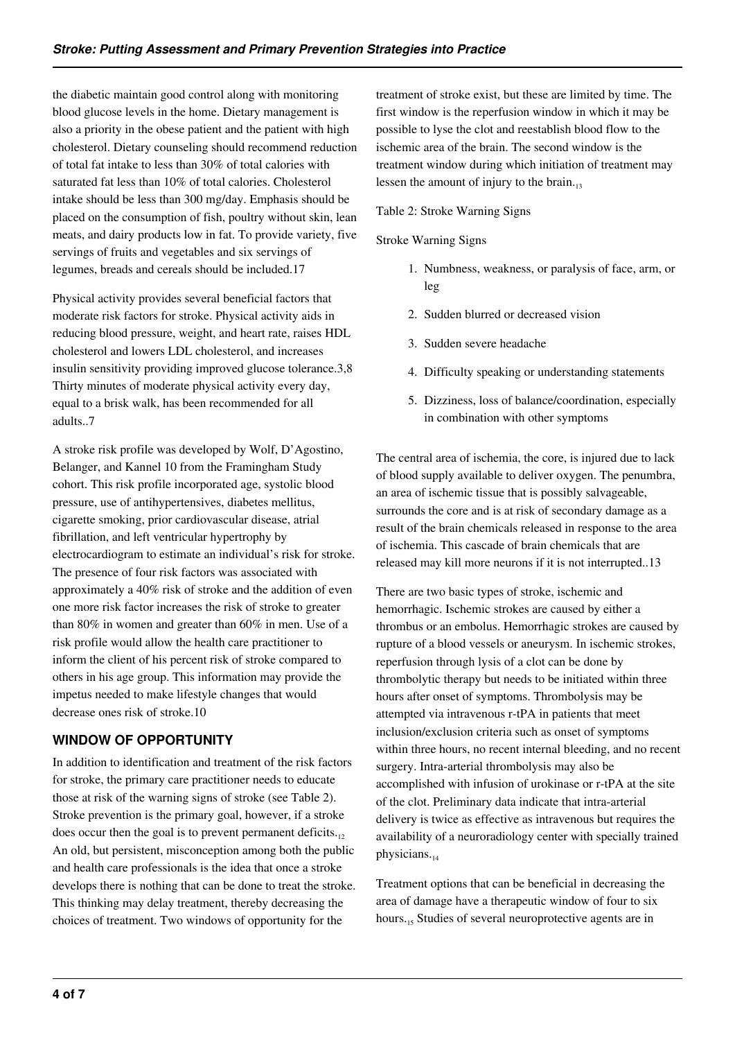the diabetic maintain good control along with monitoring blood glucose levels in the home. Dietary management is also a priority in the obese patient and the patient with high cholesterol. Dietary counseling should recommend reduction of total fat intake to less than 30% of total calories with saturated fat less than 10% of total calories. Cholesterol intake should be less than 300 mg/day. Emphasis should be placed on the consumption of fish, poultry without skin, lean meats, and dairy products low in fat. To provide variety, five servings of fruits and vegetables and six servings of legumes, breads and cereals should be included.17

Physical activity provides several beneficial factors that moderate risk factors for stroke. Physical activity aids in reducing blood pressure, weight, and heart rate, raises HDL cholesterol and lowers LDL cholesterol, and increases insulin sensitivity providing improved glucose tolerance.3,8 Thirty minutes of moderate physical activity every day, equal to a brisk walk, has been recommended for all adults..7

A stroke risk profile was developed by Wolf, D'Agostino, Belanger, and Kannel 10 from the Framingham Study cohort. This risk profile incorporated age, systolic blood pressure, use of antihypertensives, diabetes mellitus, cigarette smoking, prior cardiovascular disease, atrial fibrillation, and left ventricular hypertrophy by electrocardiogram to estimate an individual's risk for stroke. The presence of four risk factors was associated with approximately a 40% risk of stroke and the addition of even one more risk factor increases the risk of stroke to greater than 80% in women and greater than 60% in men. Use of a risk profile would allow the health care practitioner to inform the client of his percent risk of stroke compared to others in his age group. This information may provide the impetus needed to make lifestyle changes that would decrease ones risk of stroke.10

## WINDOW OF OPPORTUNITY

In addition to identification and treatment of the risk factors for stroke, the primary care practitioner needs to educate those at risk of the warning signs of stroke (see Table 2). Stroke prevention is the primary goal, however, if a stroke does occur then the goal is to prevent permanent deficits.[12] An old, but persistent, misconception among both the public and health care professionals is the idea that once a stroke develops there is nothing that can be done to treat the stroke. This thinking may delay treatment, thereby decreasing the choices of treatment. Two windows of opportunity for the treatment of stroke exist, but these are limited by time. The first window is the reperfusion window in which it may be possible to lyse the clot and reestablish blood flow to the ischemic area of the brain. The second window is the treatment window during which initiation of treatment may lessen the amount of injury to the brain.[13]

Table 2: Stroke Warning Signs

Stroke Warning Signs

1. Numbness, weakness, or paralysis of face, arm, or leg
2. Sudden blurred or decreased vision
3. Sudden severe headache
4. Difficulty speaking or understanding statements
5. Dizziness, loss of balance/coordination, especially in combination with other symptoms

The central area of ischemia, the core, is injured due to lack of blood supply available to deliver oxygen. The penumbra, an area of ischemic tissue that is possibly salvageable, surrounds the core and is at risk of secondary damage as a result of the brain chemicals released in response to the area of ischemia. This cascade of brain chemicals that are released may kill more neurons if it is not interrupted..13

There are two basic types of stroke, ischemic and hemorrhagic. Ischemic strokes are caused by either a thrombus or an embolus. Hemorrhagic strokes are caused by rupture of a blood vessels or aneurysm. In ischemic strokes, reperfusion through lysis of a clot can be done by thrombolytic therapy but needs to be initiated within three hours after onset of symptoms. Thrombolysis may be attempted via intravenous r-tPA in patients that meet inclusion/exclusion criteria such as onset of symptoms within three hours, no recent internal bleeding, and no recent surgery. Intra-arterial thrombolysis may also be accomplished with infusion of urokinase or r-tPA at the site of the clot. Preliminary data indicate that intra-arterial delivery is twice as effective as intravenous but requires the availability of a neuroradiology center with specially trained physicians.[14]

Treatment options that can be beneficial in decreasing the area of damage have a therapeutic window of four to six hours.[15] Studies of several neuroprotective agents are in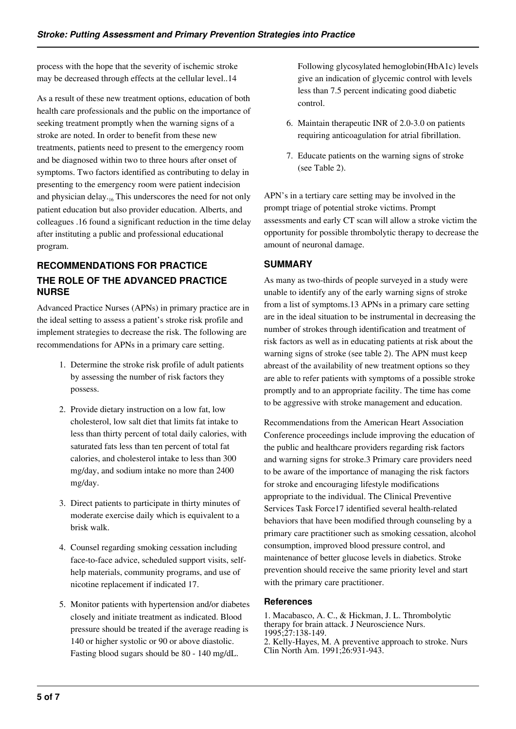process with the hope that the severity of ischemic stroke may be decreased through effects at the cellular level..14

As a result of these new treatment options, education of both health care professionals and the public on the importance of seeking treatment promptly when the warning signs of a stroke are noted. In order to benefit from these new treatments, patients need to present to the emergency room and be diagnosed within two to three hours after onset of symptoms. Two factors identified as contributing to delay in presenting to the emergency room were patient indecision and physician delay.[16] This underscores the need for not only patient education but also provider education. Alberts, and colleagues .16 found a significant reduction in the time delay after instituting a public and professional educational program.

## RECOMMENDATIONS FOR PRACTICE

## THE ROLE OF THE ADVANCED PRACTICE NURSE

Advanced Practice Nurses (APNs) in primary practice are in the ideal setting to assess a patient's stroke risk profile and implement strategies to decrease the risk. The following are recommendations for APNs in a primary care setting.

1. Determine the stroke risk profile of adult patients by assessing the number of risk factors they possess.
2. Provide dietary instruction on a low fat, low cholesterol, low salt diet that limits fat intake to less than thirty percent of total daily calories, with saturated fats less than ten percent of total fat calories, and cholesterol intake to less than 300 mg/day, and sodium intake no more than 2400 mg/day.
3. Direct patients to participate in thirty minutes of moderate exercise daily which is equivalent to a brisk walk.
4. Counsel regarding smoking cessation including face-to-face advice, scheduled support visits, self-help materials, community programs, and use of nicotine replacement if indicated 17.
5. Monitor patients with hypertension and/or diabetes closely and initiate treatment as indicated. Blood pressure should be treated if the average reading is 140 or higher systolic or 90 or above diastolic. Fasting blood sugars should be 80 - 140 mg/dL. Following glycosylated hemoglobin(HbA1c) levels give an indication of glycemic control with levels less than 7.5 percent indicating good diabetic control.
6. Maintain therapeutic INR of 2.0-3.0 on patients requiring anticoagulation for atrial fibrillation.
7. Educate patients on the warning signs of stroke (see Table 2).

APN's in a tertiary care setting may be involved in the prompt triage of potential stroke victims. Prompt assessments and early CT scan will allow a stroke victim the opportunity for possible thrombolytic therapy to decrease the amount of neuronal damage.

## SUMMARY

As many as two-thirds of people surveyed in a study were unable to identify any of the early warning signs of stroke from a list of symptoms.13 APNs in a primary care setting are in the ideal situation to be instrumental in decreasing the number of strokes through identification and treatment of risk factors as well as in educating patients at risk about the warning signs of stroke (see table 2). The APN must keep abreast of the availability of new treatment options so they are able to refer patients with symptoms of a possible stroke promptly and to an appropriate facility. The time has come to be aggressive with stroke management and education.

Recommendations from the American Heart Association Conference proceedings include improving the education of the public and healthcare providers regarding risk factors and warning signs for stroke.3 Primary care providers need to be aware of the importance of managing the risk factors for stroke and encouraging lifestyle modifications appropriate to the individual. The Clinical Preventive Services Task Force17 identified several health-related behaviors that have been modified through counseling by a primary care practitioner such as smoking cessation, alcohol consumption, improved blood pressure control, and maintenance of better glucose levels in diabetics. Stroke prevention should receive the same priority level and start with the primary care practitioner.

### References

1. Macabasco, A. C., & Hickman, J. L. Thrombolytic therapy for brain attack. J Neuroscience Nurs. 1995;27:138-149.
2. Kelly-Hayes, M. A preventive approach to stroke. Nurs Clin North Am. 1991;26:931-943.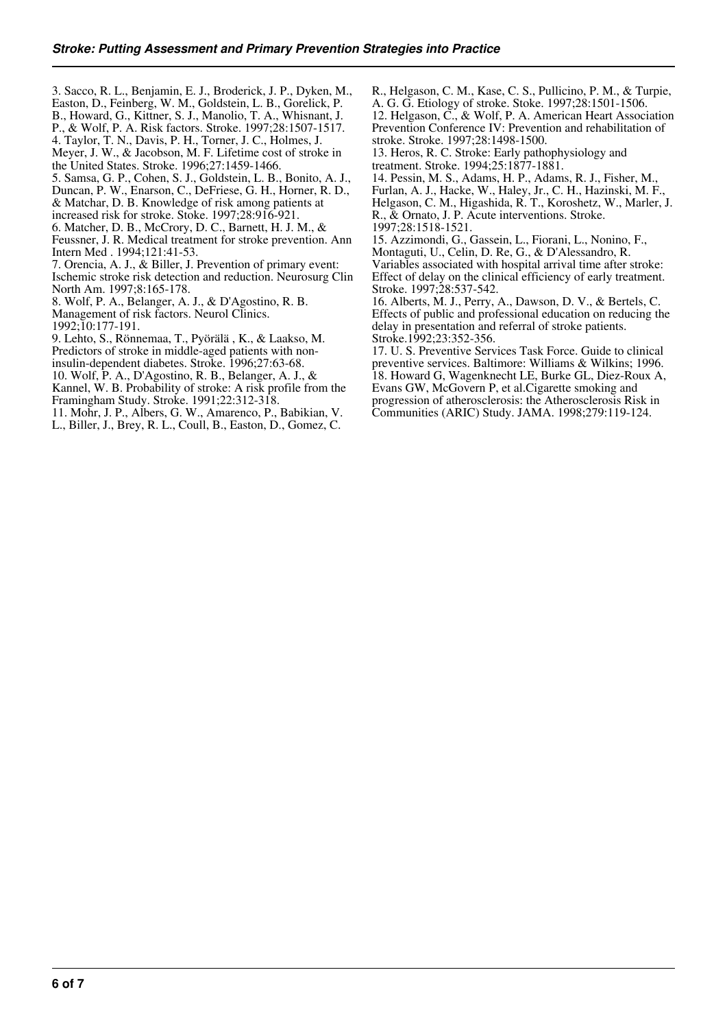3. Sacco, R. L., Benjamin, E. J., Broderick, J. P., Dyken, M., Easton, D., Feinberg, W. M., Goldstein, L. B., Gorelick, P. B., Howard, G., Kittner, S. J., Manolio, T. A., Whisnant, J. P., & Wolf, P. A. Risk factors. Stroke. 1997;28:1507-1517.
4. Taylor, T. N., Davis, P. H., Torner, J. C., Holmes, J. Meyer, J. W., & Jacobson, M. F. Lifetime cost of stroke in the United States. Stroke. 1996;27:1459-1466.
5. Samsa, G. P., Cohen, S. J., Goldstein, L. B., Bonito, A. J., Duncan, P. W., Enarson, C., DeFriese, G. H., Horner, R. D., & Matchar, D. B. Knowledge of risk among patients at increased risk for stroke. Stoke. 1997;28:916-921.
6. Matcher, D. B., McCrory, D. C., Barnett, H. J. M., & Feussner, J. R. Medical treatment for stroke prevention. Ann Intern Med . 1994;121:41-53.
7. Orencia, A. J., & Biller, J. Prevention of primary event: Ischemic stroke risk detection and reduction. Neurosurg Clin North Am. 1997;8:165-178.
8. Wolf, P. A., Belanger, A. J., & D'Agostino, R. B. Management of risk factors. Neurol Clinics. 1992;10:177-191.
9. Lehto, S., Rönnemaa, T., Pyörälä , K., & Laakso, M. Predictors of stroke in middle-aged patients with non-insulin-dependent diabetes. Stroke. 1996;27:63-68.
10. Wolf, P. A., D'Agostino, R. B., Belanger, A. J., & Kannel, W. B. Probability of stroke: A risk profile from the Framingham Study. Stroke. 1991;22:312-318.
11. Mohr, J. P., Albers, G. W., Amarenco, P., Babikian, V. L., Biller, J., Brey, R. L., Coull, B., Easton, D., Gomez, C. R., Helgason, C. M., Kase, C. S., Pullicino, P. M., & Turpie, A. G. G. Etiology of stroke. Stoke. 1997;28:1501-1506.
12. Helgason, C., & Wolf, P. A. American Heart Association Prevention Conference IV: Prevention and rehabilitation of stroke. Stroke. 1997;28:1498-1500.
13. Heros, R. C. Stroke: Early pathophysiology and treatment. Stroke. 1994;25:1877-1881.
14. Pessin, M. S., Adams, H. P., Adams, R. J., Fisher, M., Furlan, A. J., Hacke, W., Haley, Jr., C. H., Hazinski, M. F., Helgason, C. M., Higashida, R. T., Koroshetz, W., Marler, J. R., & Ornato, J. P. Acute interventions. Stroke. 1997;28:1518-1521.
15. Azzimondi, G., Gassein, L., Fiorani, L., Nonino, F., Montaguti, U., Celin, D. Re, G., & D'Alessandro, R. Variables associated with hospital arrival time after stroke: Effect of delay on the clinical efficiency of early treatment. Stroke. 1997;28:537-542.
16. Alberts, M. J., Perry, A., Dawson, D. V., & Bertels, C. Effects of public and professional education on reducing the delay in presentation and referral of stroke patients. Stroke.1992;23:352-356.
17. U. S. Preventive Services Task Force. Guide to clinical preventive services. Baltimore: Williams & Wilkins; 1996.
18. Howard G, Wagenknecht LE, Burke GL, Diez-Roux A, Evans GW, McGovern P, et al.Cigarette smoking and progression of atherosclerosis: the Atherosclerosis Risk in Communities (ARIC) Study. JAMA. 1998;279:119-124.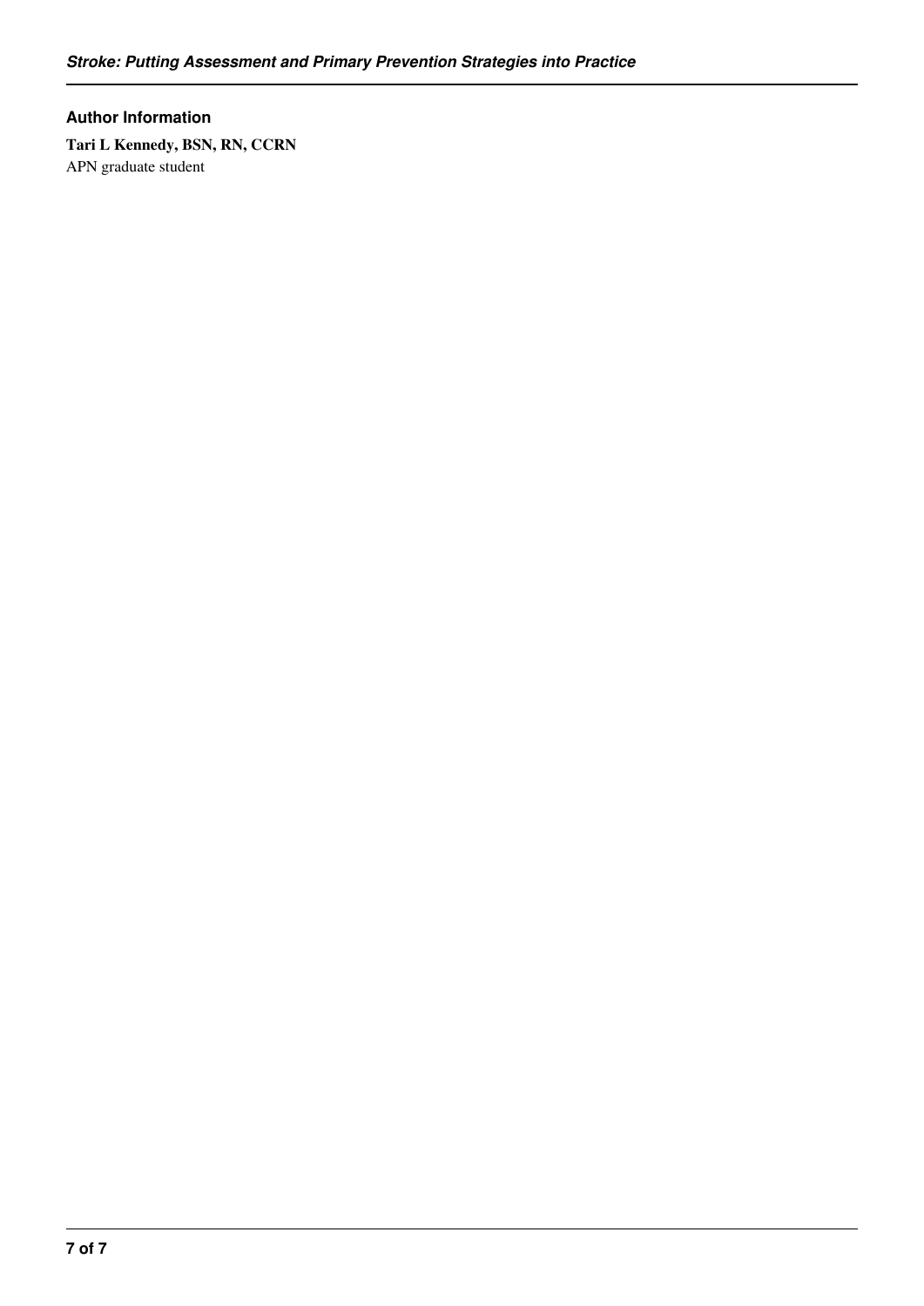### Author Information

**Tari L Kennedy, BSN, RN, CCRN**
APN graduate student